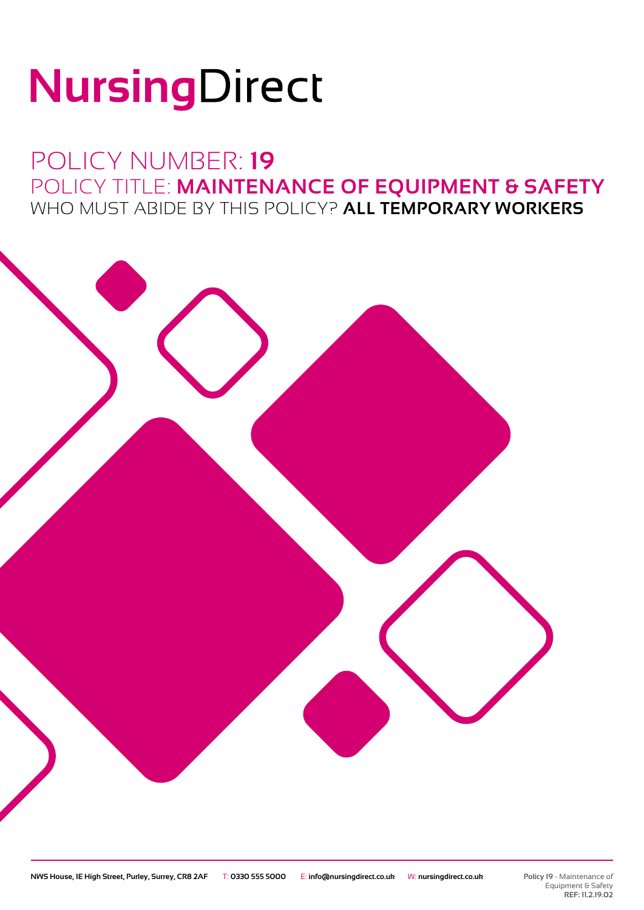# NursingDirect

## POLICY NUMBER: **19**

## POLICY TITLE: **MAINTENANCE OF EQUIPMENT & SAFETY**

### WHO MUST ABIDE BY THIS POLICY? **ALL TEMPORARY WORKERS**

**NWS House, 1E High Street, Purley, Surrey, CR8 2AF** T: **0330 555 5000** E: **info@nursingdirect.co.uk** W: **nursingdirect.co.uk**

**Policy 19** - Maintenance of Equipment & Safety
**REF: 11.2.19.02**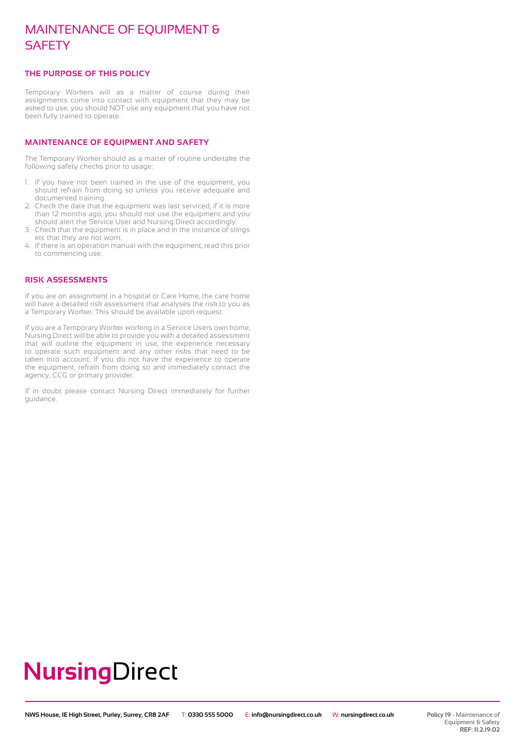# MAINTENANCE OF EQUIPMENT & SAFETY

## THE PURPOSE OF THIS POLICY

Temporary Workers will as a matter of course during their assignments come into contact with equipment that they may be asked to use, you should NOT use any equipment that you have not been fully trained to operate.

## MAINTENANCE OF EQUIPMENT AND SAFETY

The Temporary Worker should as a matter of routine undertake the following safety checks prior to usage:

1. If you have not been trained in the use of the equipment, you should refrain from doing so unless you receive adequate and documented training.
2. Check the date that the equipment was last serviced, if it is more than 12 months ago, you should not use the equipment and you should alert the Service User and Nursing Direct accordingly.
3. Check that the equipment is in place and in the instance of slings etc that they are not worn.
4. If there is an operation manual with the equipment, read this prior to commencing use.

## RISK ASSESSMENTS

If you are on assignment in a hospital or Care Home, the care home will have a detailed risk assessment that analyses the risk to you as a Temporary Worker. This should be available upon request.

If you are a Temporary Worker working in a Service Users own home, Nursing Direct will be able to provide you with a detailed assessment that will outline the equipment in use, the experience necessary to operate such equipment and any other risks that need to be taken into account. If you do not have the experience to operate the equipment, refrain from doing so and immediately contact the agency, CCG or primary provider.

If in doubt please contact Nursing Direct immediately for further guidance.

**Nursing**Direct

**NWS House, 1E High Street, Purley, Surrey, CR8 2AF** T: **0330 555 5000** E: **info@nursingdirect.co.uk** W: **nursingdirect.co.uk**

**Policy 19** - Maintenance of Equipment & Safety
**REF: 11.2.19.02**